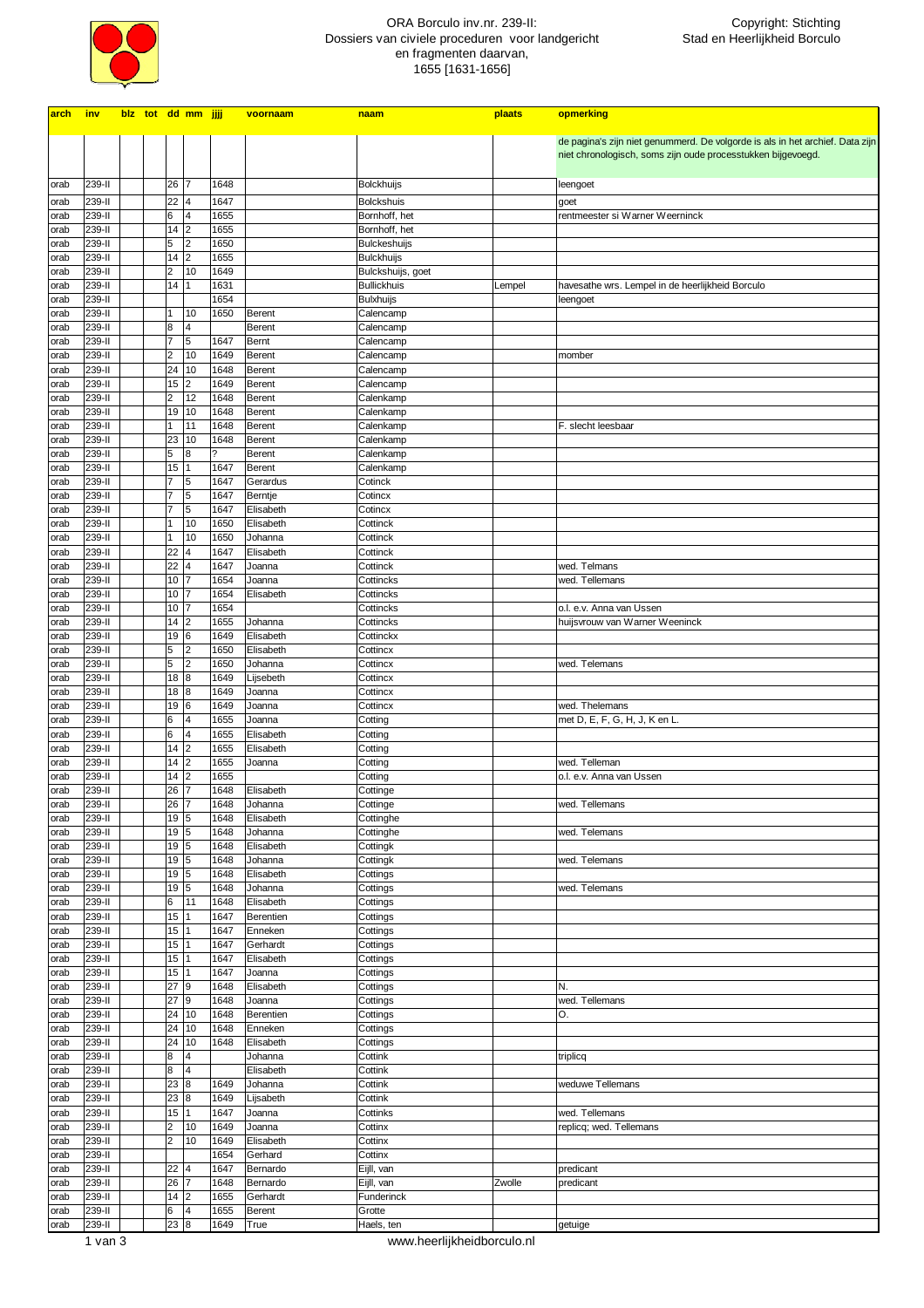# ORA Borculo inv.nr. 239-II: Dossiers van civiele proceduren voor landgericht en fragmenten daarvan, 1655 [1631-1656]

Copyright: Stichting Stad en Heerlijkheid Borculo

| arch | inv | blz | tot | dd | mm | jjjj | voornaam | naam | plaats | opmerking |
|---|---|---|---|---|---|---|---|---|---|---|
| | | | | | | | | | | de pagina's zijn niet genummerd. De volgorde is als in het archief. Data zijn niet chronologisch, soms zijn oude processtukken bijgevoegd. |
| orab | 239-II | | | 26 | 7 | 1648 | | Bolckhuijs | | leengoet |
| orab | 239-II | | | 22 | 4 | 1647 | | Bolckshuis | | goet |
| orab | 239-II | | | 6 | 4 | 1655 | | Bornhoff, het | | rentmeester si Warner Weerninck |
| orab | 239-II | | | 14 | 2 | 1655 | | Bornhoff, het | | |
| orab | 239-II | | | 5 | 2 | 1650 | | Bulckeshuijs | | |
| orab | 239-II | | | 14 | 2 | 1655 | | Bulckhuijs | | |
| orab | 239-II | | | 2 | 10 | 1649 | | Bulckshuijs, goet | | |
| orab | 239-II | | | 14 | 1 | 1631 | | Bullickhuis | Lempel | havesathe wrs. Lempel in de heerlijkheid Borculo |
| orab | 239-II | | | | | 1654 | | Bulxhuijs | | leengoet |
| orab | 239-II | | | 1 | 10 | 1650 | Berent | Calencamp | | |
| orab | 239-II | | | 8 | 4 | | Berent | Calencamp | | |
| orab | 239-II | | | 7 | 5 | 1647 | Bernt | Calencamp | | |
| orab | 239-II | | | 2 | 10 | 1649 | Berent | Calencamp | | momber |
| orab | 239-II | | | 24 | 10 | 1648 | Berent | Calencamp | | |
| orab | 239-II | | | 15 | 2 | 1649 | Berent | Calencamp | | |
| orab | 239-II | | | 2 | 12 | 1648 | Berent | Calenkamp | | |
| orab | 239-II | | | 19 | 10 | 1648 | Berent | Calenkamp | | |
| orab | 239-II | | | 1 | 11 | 1648 | Berent | Calenkamp | | F. slecht leesbaar |
| orab | 239-II | | | 23 | 10 | 1648 | Berent | Calenkamp | | |
| orab | 239-II | | | 5 | 8 | ? | Berent | Calenkamp | | |
| orab | 239-II | | | 15 | 1 | 1647 | Berent | Calenkamp | | |
| orab | 239-II | | | 7 | 5 | 1647 | Gerardus | Cotinck | | |
| orab | 239-II | | | 7 | 5 | 1647 | Berntje | Cotincx | | |
| orab | 239-II | | | 7 | 5 | 1647 | Elisabeth | Cotincx | | |
| orab | 239-II | | | 1 | 10 | 1650 | Elisabeth | Cottinck | | |
| orab | 239-II | | | 1 | 10 | 1650 | Johanna | Cottinck | | |
| orab | 239-II | | | 22 | 4 | 1647 | Elisabeth | Cottinck | | |
| orab | 239-II | | | 22 | 4 | 1647 | Joanna | Cottinck | | wed. Telmans |
| orab | 239-II | | | 10 | 7 | 1654 | Joanna | Cottincks | | wed. Tellemans |
| orab | 239-II | | | 10 | 7 | 1654 | Elisabeth | Cottincks | | |
| orab | 239-II | | | 10 | 7 | 1654 | | Cottincks | | o.l. e.v. Anna van Ussen |
| orab | 239-II | | | 14 | 2 | 1655 | Johanna | Cottincks | | huijsvrouw van Warner Weeninck |
| orab | 239-II | | | 19 | 6 | 1649 | Elisabeth | Cottinckx | | |
| orab | 239-II | | | 5 | 2 | 1650 | Elisabeth | Cottincx | | |
| orab | 239-II | | | 5 | 2 | 1650 | Johanna | Cottincx | | wed. Telemans |
| orab | 239-II | | | 18 | 8 | 1649 | Lijsebeth | Cottincx | | |
| orab | 239-II | | | 18 | 8 | 1649 | Joanna | Cottincx | | |
| orab | 239-II | | | 19 | 6 | 1649 | Joanna | Cottincx | | wed. Thelemans |
| orab | 239-II | | | 6 | 4 | 1655 | Joanna | Cotting | | met D, E, F, G, H, J, K en L. |
| orab | 239-II | | | 6 | 4 | 1655 | Elisabeth | Cotting | | |
| orab | 239-II | | | 14 | 2 | 1655 | Elisabeth | Cotting | | |
| orab | 239-II | | | 14 | 2 | 1655 | Joanna | Cotting | | wed. Telleman |
| orab | 239-II | | | 14 | 2 | 1655 | | Cotting | | o.l. e.v. Anna van Ussen |
| orab | 239-II | | | 26 | 7 | 1648 | Elisabeth | Cottinge | | |
| orab | 239-II | | | 26 | 7 | 1648 | Johanna | Cottinge | | wed. Tellemans |
| orab | 239-II | | | 19 | 5 | 1648 | Elisabeth | Cottinghe | | |
| orab | 239-II | | | 19 | 5 | 1648 | Johanna | Cottinghe | | wed. Telemans |
| orab | 239-II | | | 19 | 5 | 1648 | Elisabeth | Cottingk | | |
| orab | 239-II | | | 19 | 5 | 1648 | Johanna | Cottingk | | wed. Telemans |
| orab | 239-II | | | 19 | 5 | 1648 | Elisabeth | Cottings | | |
| orab | 239-II | | | 19 | 5 | 1648 | Johanna | Cottings | | wed. Telemans |
| orab | 239-II | | | 6 | 11 | 1648 | Elisabeth | Cottings | | |
| orab | 239-II | | | 15 | 1 | 1647 | Berentien | Cottings | | |
| orab | 239-II | | | 15 | 1 | 1647 | Enneken | Cottings | | |
| orab | 239-II | | | 15 | 1 | 1647 | Gerhardt | Cottings | | |
| orab | 239-II | | | 15 | 1 | 1647 | Elisabeth | Cottings | | |
| orab | 239-II | | | 15 | 1 | 1647 | Joanna | Cottings | | |
| orab | 239-II | | | 27 | 9 | 1648 | Elisabeth | Cottings | | N. |
| orab | 239-II | | | 27 | 9 | 1648 | Joanna | Cottings | | wed. Tellemans |
| orab | 239-II | | | 24 | 10 | 1648 | Berentien | Cottings | | O. |
| orab | 239-II | | | 24 | 10 | 1648 | Enneken | Cottings | | |
| orab | 239-II | | | 24 | 10 | 1648 | Elisabeth | Cottings | | |
| orab | 239-II | | | 8 | 4 | | Johanna | Cottink | | triplicq |
| orab | 239-II | | | 8 | 4 | | Elisabeth | Cottink | | |
| orab | 239-II | | | 23 | 8 | 1649 | Johanna | Cottink | | weduwe Tellemans |
| orab | 239-II | | | 23 | 8 | 1649 | Lijsabeth | Cottink | | |
| orab | 239-II | | | 15 | 1 | 1647 | Joanna | Cottinks | | wed. Tellemans |
| orab | 239-II | | | 2 | 10 | 1649 | Joanna | Cottinx | | replicq; wed. Tellemans |
| orab | 239-II | | | 2 | 10 | 1649 | Elisabeth | Cottinx | | |
| orab | 239-II | | | | | 1654 | Gerhard | Cottinx | | |
| orab | 239-II | | | 22 | 4 | 1647 | Bernardo | Eijll, van | | predicant |
| orab | 239-II | | | 26 | 7 | 1648 | Bernardo | Eijll, van | Zwolle | predicant |
| orab | 239-II | | | 14 | 2 | 1655 | Gerhardt | Funderinck | | |
| orab | 239-II | | | 6 | 4 | 1655 | Berent | Grotte | | |
| orab | 239-II | | | 23 | 8 | 1649 | True | Haels, ten | | getuige |

www.heerlijkheidborculo.nl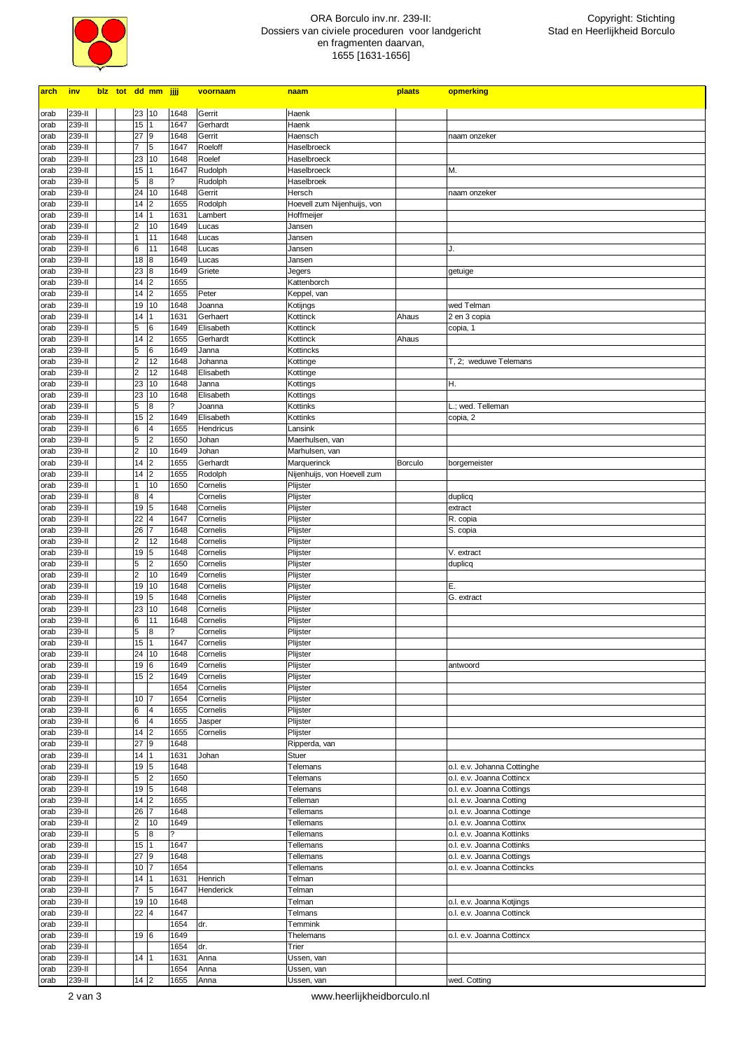ORA Borculo inv.nr. 239-II:
Dossiers van civiele proceduren voor landgericht
en fragmenten daarvan,
1655 [1631-1656]

Copyright: Stichting
Stad en Heerlijkheid Borculo

| arch | inv | blz | tot | dd | mm | jjjj | voornaam | naam | plaats | opmerking |
|---|---|---|---|---|---|---|---|---|---|---|
| orab | 239-II | | | 23 | 10 | 1648 | Gerrit | Haenk | | |
| orab | 239-II | | | 15 | 1 | 1647 | Gerhardt | Haenk | | |
| orab | 239-II | | | 27 | 9 | 1648 | Gerrit | Haensch | | naam onzeker |
| orab | 239-II | | | 7 | 5 | 1647 | Roeloff | Haselbroeck | | |
| orab | 239-II | | | 23 | 10 | 1648 | Roelef | Haselbroeck | | |
| orab | 239-II | | | 15 | 1 | 1647 | Rudolph | Haselbroeck | | M. |
| orab | 239-II | | | 5 | 8 | ? | Rudolph | Haselbroek | | |
| orab | 239-II | | | 24 | 10 | 1648 | Gerrit | Hersch | | naam onzeker |
| orab | 239-II | | | 14 | 2 | 1655 | Rodolph | Hoevell zum Nijenhuijs, von | | |
| orab | 239-II | | | 14 | 1 | 1631 | Lambert | Hoffmeijer | | |
| orab | 239-II | | | 2 | 10 | 1649 | Lucas | Jansen | | |
| orab | 239-II | | | 1 | 11 | 1648 | Lucas | Jansen | | |
| orab | 239-II | | | 6 | 11 | 1648 | Lucas | Jansen | | J. |
| orab | 239-II | | | 18 | 8 | 1649 | Lucas | Jansen | | |
| orab | 239-II | | | 23 | 8 | 1649 | Griete | Jegers | | getuige |
| orab | 239-II | | | 14 | 2 | 1655 | | Kattenborch | | |
| orab | 239-II | | | 14 | 2 | 1655 | Peter | Keppel, van | | |
| orab | 239-II | | | 19 | 10 | 1648 | Joanna | Kotijngs | | wed Telman |
| orab | 239-II | | | 14 | 1 | 1631 | Gerhaert | Kottinck | Ahaus | 2 en 3 copia |
| orab | 239-II | | | 5 | 6 | 1649 | Elisabeth | Kottinck | | copia, 1 |
| orab | 239-II | | | 14 | 2 | 1655 | Gerhardt | Kottinck | Ahaus | |
| orab | 239-II | | | 5 | 6 | 1649 | Janna | Kottincks | | |
| orab | 239-II | | | 2 | 12 | 1648 | Johanna | Kottinge | | T, 2; weduwe Telemans |
| orab | 239-II | | | 2 | 12 | 1648 | Elisabeth | Kottinge | | |
| orab | 239-II | | | 23 | 10 | 1648 | Janna | Kottings | | H. |
| orab | 239-II | | | 23 | 10 | 1648 | Elisabeth | Kottings | | |
| orab | 239-II | | | 5 | 8 | ? | Joanna | Kottinks | | L.; wed. Telleman |
| orab | 239-II | | | 15 | 2 | 1649 | Elisabeth | Kottinks | | copia, 2 |
| orab | 239-II | | | 6 | 4 | 1655 | Hendricus | Lansink | | |
| orab | 239-II | | | 5 | 2 | 1650 | Johan | Maerhulsen, van | | |
| orab | 239-II | | | 2 | 10 | 1649 | Johan | Marhulsen, van | | |
| orab | 239-II | | | 14 | 2 | 1655 | Gerhardt | Marquerinck | Borculo | borgemeister |
| orab | 239-II | | | 14 | 2 | 1655 | Rodolph | Nijenhuijs, von Hoevell zum | | |
| orab | 239-II | | | 1 | 10 | 1650 | Cornelis | Plijster | | |
| orab | 239-II | | | 8 | 4 | | Cornelis | Plijster | | duplicq |
| orab | 239-II | | | 19 | 5 | 1648 | Cornelis | Plijster | | extract |
| orab | 239-II | | | 22 | 4 | 1647 | Cornelis | Plijster | | R. copia |
| orab | 239-II | | | 26 | 7 | 1648 | Cornelis | Plijster | | S. copia |
| orab | 239-II | | | 2 | 12 | 1648 | Cornelis | Plijster | | |
| orab | 239-II | | | 19 | 5 | 1648 | Cornelis | Plijster | | V. extract |
| orab | 239-II | | | 5 | 2 | 1650 | Cornelis | Plijster | | duplicq |
| orab | 239-II | | | 2 | 10 | 1649 | Cornelis | Plijster | | |
| orab | 239-II | | | 19 | 10 | 1648 | Cornelis | Plijster | | E. |
| orab | 239-II | | | 19 | 5 | 1648 | Cornelis | Plijster | | G. extract |
| orab | 239-II | | | 23 | 10 | 1648 | Cornelis | Plijster | | |
| orab | 239-II | | | 6 | 11 | 1648 | Cornelis | Plijster | | |
| orab | 239-II | | | 5 | 8 | ? | Cornelis | Plijster | | |
| orab | 239-II | | | 15 | 1 | 1647 | Cornelis | Plijster | | |
| orab | 239-II | | | 24 | 10 | 1648 | Cornelis | Plijster | | |
| orab | 239-II | | | 19 | 6 | 1649 | Cornelis | Plijster | | antwoord |
| orab | 239-II | | | 15 | 2 | 1649 | Cornelis | Plijster | | |
| orab | 239-II | | | | | 1654 | Cornelis | Plijster | | |
| orab | 239-II | | | 10 | 7 | 1654 | Cornelis | Plijster | | |
| orab | 239-II | | | 6 | 4 | 1655 | Cornelis | Plijster | | |
| orab | 239-II | | | 6 | 4 | 1655 | Jasper | Plijster | | |
| orab | 239-II | | | 14 | 2 | 1655 | Cornelis | Plijster | | |
| orab | 239-II | | | 27 | 9 | 1648 | | Ripperda, van | | |
| orab | 239-II | | | 14 | 1 | 1631 | Johan | Stuer | | |
| orab | 239-II | | | 19 | 5 | 1648 | | Telemans | | o.l. e.v. Johanna Cottinghe |
| orab | 239-II | | | 5 | 2 | 1650 | | Telemans | | o.l. e.v. Joanna Cottincx |
| orab | 239-II | | | 19 | 5 | 1648 | | Telemans | | o.l. e.v. Joanna Cottings |
| orab | 239-II | | | 14 | 2 | 1655 | | Telleman | | o.l. e.v. Joanna Cotting |
| orab | 239-II | | | 26 | 7 | 1648 | | Tellemans | | o.l. e.v. Joanna Cottinge |
| orab | 239-II | | | 2 | 10 | 1649 | | Tellemans | | o.l. e.v. Joanna Cottinx |
| orab | 239-II | | | 5 | 8 | ? | | Tellemans | | o.l. e.v. Joanna Kottinks |
| orab | 239-II | | | 15 | 1 | 1647 | | Tellemans | | o.l. e.v. Joanna Cottinks |
| orab | 239-II | | | 27 | 9 | 1648 | | Tellemans | | o.l. e.v. Joanna Cottings |
| orab | 239-II | | | 10 | 7 | 1654 | | Tellemans | | o.l. e.v. Joanna Cottincks |
| orab | 239-II | | | 14 | 1 | 1631 | Henrich | Telman | | |
| orab | 239-II | | | 7 | 5 | 1647 | Henderick | Telman | | |
| orab | 239-II | | | 19 | 10 | 1648 | | Telman | | o.l. e.v. Joanna Kotjings |
| orab | 239-II | | | 22 | 4 | 1647 | | Telmans | | o.l. e.v. Joanna Cottinck |
| orab | 239-II | | | | | 1654 | dr. | Temmink | | |
| orab | 239-II | | | 19 | 6 | 1649 | | Thelemans | | o.l. e.v. Joanna Cottincx |
| orab | 239-II | | | | | 1654 | dr. | Trier | | |
| orab | 239-II | | | 14 | 1 | 1631 | Anna | Ussen, van | | |
| orab | 239-II | | | | | 1654 | Anna | Ussen, van | | |
| orab | 239-II | | | 14 | 2 | 1655 | Anna | Ussen, van | | wed. Cotting |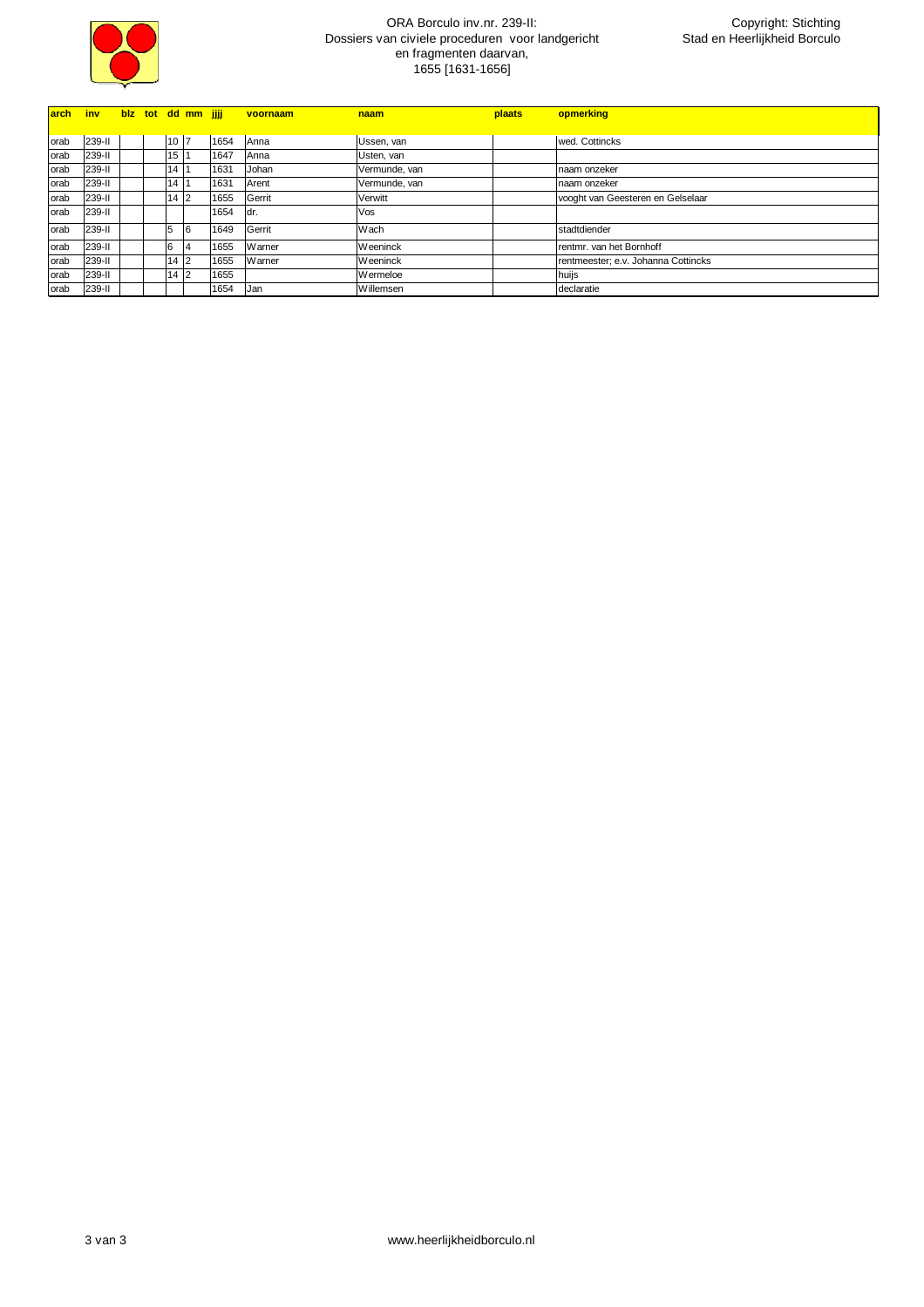| arch | inv | blz | tot | dd | mm | jjjj | voornaam | naam | plaats | opmerking |
|---|---|---|---|---|---|---|---|---|---|---|
| orab | 239-II | | | 10 | 7 | 1654 | Anna | Ussen, van | | wed. Cottincks |
| orab | 239-II | | | 15 | 1 | 1647 | Anna | Usten, van | | |
| orab | 239-II | | | 14 | 1 | 1631 | Johan | Vermunde, van | | naam onzeker |
| orab | 239-II | | | 14 | 1 | 1631 | Arent | Vermunde, van | | naam onzeker |
| orab | 239-II | | | 14 | 2 | 1655 | Gerrit | Verwitt | | vooght van Geesteren en Gelselaar |
| orab | 239-II | | | | | 1654 | dr. | Vos | | |
| orab | 239-II | | | 5 | 6 | 1649 | Gerrit | Wach | | stadtdiender |
| orab | 239-II | | | 6 | 4 | 1655 | Warner | Weeninck | | rentmr. van het Bornhoff |
| orab | 239-II | | | 14 | 2 | 1655 | Warner | Weeninck | | rentmeester; e.v. Johanna Cottincks |
| orab | 239-II | | | 14 | 2 | 1655 | | Wermeloe | | huijs |
| orab | 239-II | | | | | 1654 | Jan | Willemsen | | declaratie |